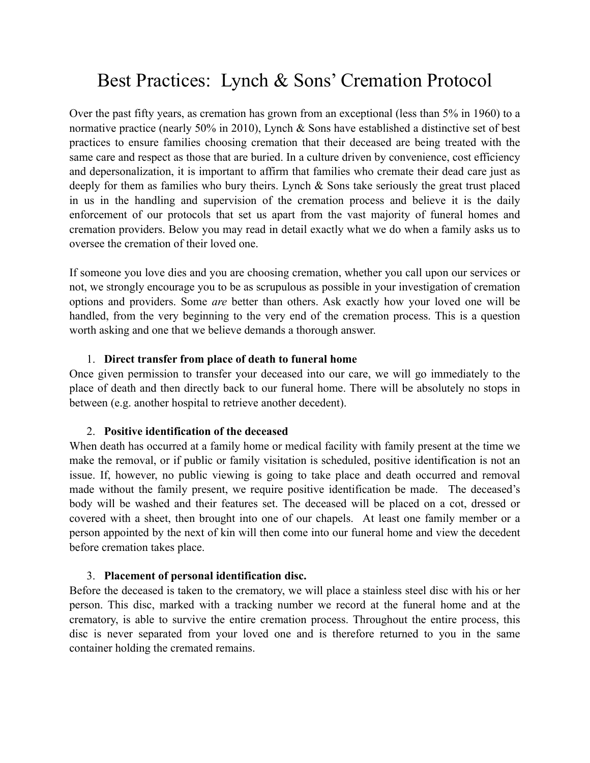# Best Practices: Lynch & Sons' Cremation Protocol

Over the past fifty years, as cremation has grown from an exceptional (less than 5% in 1960) to a normative practice (nearly 50% in 2010), Lynch & Sons have established a distinctive set of best practices to ensure families choosing cremation that their deceased are being treated with the same care and respect as those that are buried. In a culture driven by convenience, cost efficiency and depersonalization, it is important to affirm that families who cremate their dead care just as deeply for them as families who bury theirs. Lynch & Sons take seriously the great trust placed in us in the handling and supervision of the cremation process and believe it is the daily enforcement of our protocols that set us apart from the vast majority of funeral homes and cremation providers. Below you may read in detail exactly what we do when a family asks us to oversee the cremation of their loved one.

If someone you love dies and you are choosing cremation, whether you call upon our services or not, we strongly encourage you to be as scrupulous as possible in your investigation of cremation options and providers. Some *are* better than others. Ask exactly how your loved one will be handled, from the very beginning to the very end of the cremation process. This is a question worth asking and one that we believe demands a thorough answer.

1. **Direct transfer from place of death to funeral home**

Once given permission to transfer your deceased into our care, we will go immediately to the place of death and then directly back to our funeral home. There will be absolutely no stops in between (e.g. another hospital to retrieve another decedent).

2. **Positive identification of the deceased**

When death has occurred at a family home or medical facility with family present at the time we make the removal, or if public or family visitation is scheduled, positive identification is not an issue. If, however, no public viewing is going to take place and death occurred and removal made without the family present, we require positive identification be made. The deceased's body will be washed and their features set. The deceased will be placed on a cot, dressed or covered with a sheet, then brought into one of our chapels. At least one family member or a person appointed by the next of kin will then come into our funeral home and view the decedent before cremation takes place.

3. **Placement of personal identification disc.**

Before the deceased is taken to the crematory, we will place a stainless steel disc with his or her person. This disc, marked with a tracking number we record at the funeral home and at the crematory, is able to survive the entire cremation process. Throughout the entire process, this disc is never separated from your loved one and is therefore returned to you in the same container holding the cremated remains.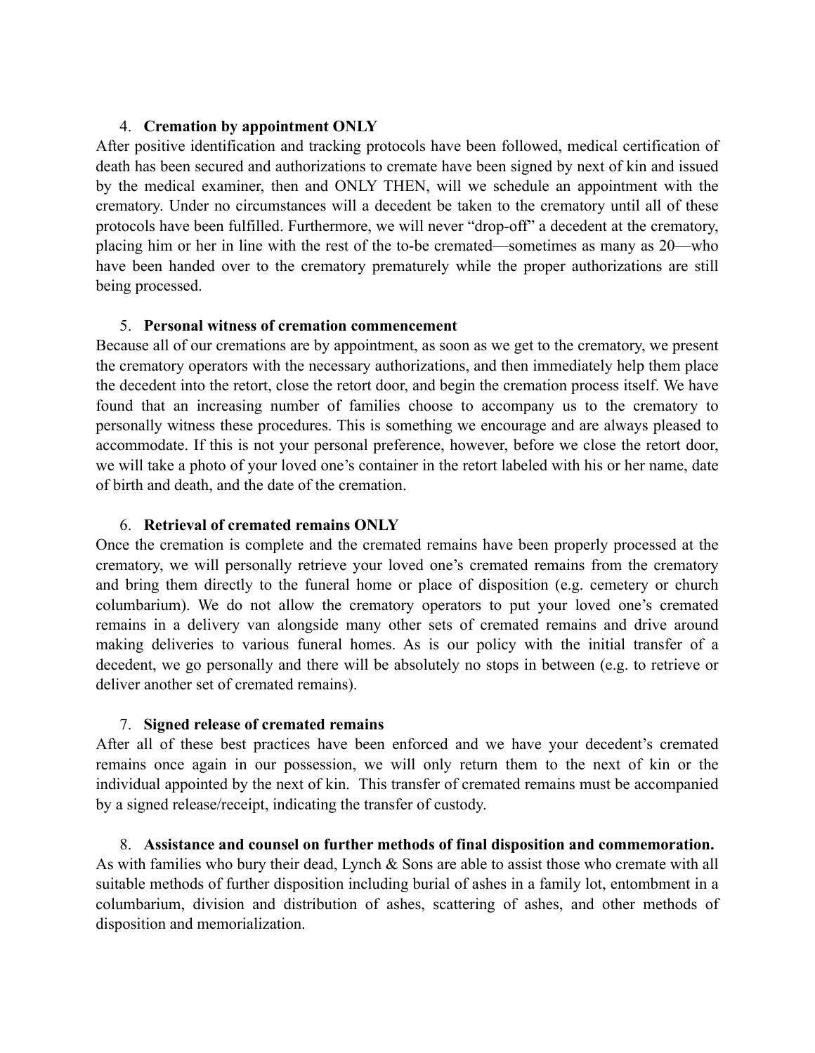4. **Cremation by appointment ONLY**

After positive identification and tracking protocols have been followed, medical certification of death has been secured and authorizations to cremate have been signed by next of kin and issued by the medical examiner, then and ONLY THEN, will we schedule an appointment with the crematory. Under no circumstances will a decedent be taken to the crematory until all of these protocols have been fulfilled. Furthermore, we will never "drop-off" a decedent at the crematory, placing him or her in line with the rest of the to-be cremated—sometimes as many as 20—who have been handed over to the crematory prematurely while the proper authorizations are still being processed.

5. **Personal witness of cremation commencement**

Because all of our cremations are by appointment, as soon as we get to the crematory, we present the crematory operators with the necessary authorizations, and then immediately help them place the decedent into the retort, close the retort door, and begin the cremation process itself. We have found that an increasing number of families choose to accompany us to the crematory to personally witness these procedures. This is something we encourage and are always pleased to accommodate. If this is not your personal preference, however, before we close the retort door, we will take a photo of your loved one's container in the retort labeled with his or her name, date of birth and death, and the date of the cremation.

6. **Retrieval of cremated remains ONLY**

Once the cremation is complete and the cremated remains have been properly processed at the crematory, we will personally retrieve your loved one's cremated remains from the crematory and bring them directly to the funeral home or place of disposition (e.g. cemetery or church columbarium). We do not allow the crematory operators to put your loved one's cremated remains in a delivery van alongside many other sets of cremated remains and drive around making deliveries to various funeral homes. As is our policy with the initial transfer of a decedent, we go personally and there will be absolutely no stops in between (e.g. to retrieve or deliver another set of cremated remains).

7. **Signed release of cremated remains**

After all of these best practices have been enforced and we have your decedent's cremated remains once again in our possession, we will only return them to the next of kin or the individual appointed by the next of kin. This transfer of cremated remains must be accompanied by a signed release/receipt, indicating the transfer of custody.

8. **Assistance and counsel on further methods of final disposition and commemoration.**

As with families who bury their dead, Lynch & Sons are able to assist those who cremate with all suitable methods of further disposition including burial of ashes in a family lot, entombment in a columbarium, division and distribution of ashes, scattering of ashes, and other methods of disposition and memorialization.